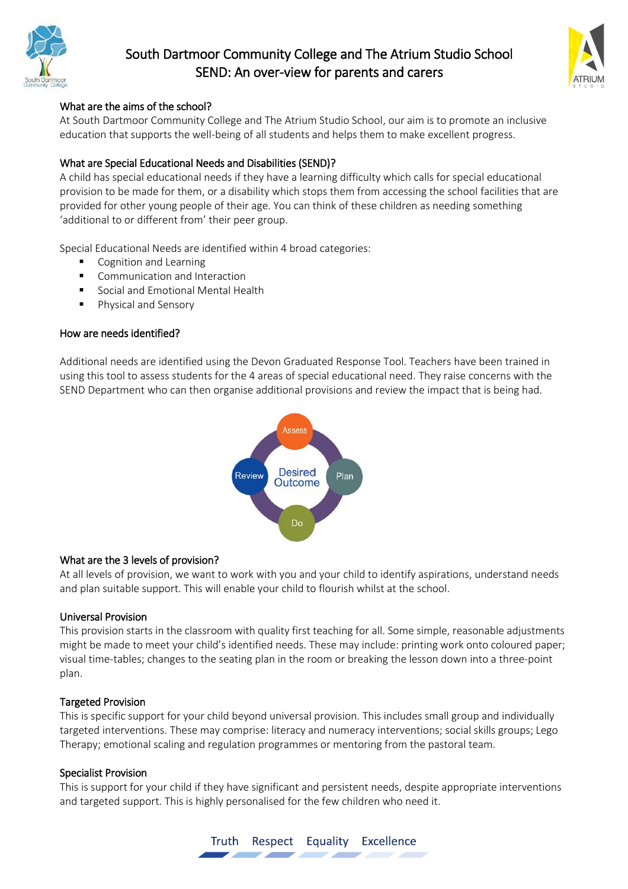# South Dartmoor Community College and The Atrium Studio School
## SEND: An over-view for parents and carers

### What are the aims of the school?

At South Dartmoor Community College and The Atrium Studio School, our aim is to promote an inclusive education that supports the well-being of all students and helps them to make excellent progress.

### What are Special Educational Needs and Disabilities (SEND)?

A child has special educational needs if they have a learning difficulty which calls for special educational provision to be made for them, or a disability which stops them from accessing the school facilities that are provided for other young people of their age. You can think of these children as needing something 'additional to or different from' their peer group.

Special Educational Needs are identified within 4 broad categories:

- Cognition and Learning
- Communication and Interaction
- Social and Emotional Mental Health
- Physical and Sensory

### How are needs identified?

Additional needs are identified using the Devon Graduated Response Tool. Teachers have been trained in using this tool to assess students for the 4 areas of special educational need. They raise concerns with the SEND Department who can then organise additional provisions and review the impact that is being had.

Assess → Plan → Do → Review (Desired Outcome)

### What are the 3 levels of provision?

At all levels of provision, we want to work with you and your child to identify aspirations, understand needs and plan suitable support. This will enable your child to flourish whilst at the school.

#### Universal Provision

This provision starts in the classroom with quality first teaching for all. Some simple, reasonable adjustments might be made to meet your child's identified needs. These may include: printing work onto coloured paper; visual time-tables; changes to the seating plan in the room or breaking the lesson down into a three-point plan.

#### Targeted Provision

This is specific support for your child beyond universal provision. This includes small group and individually targeted interventions. These may comprise: literacy and numeracy interventions; social skills groups; Lego Therapy; emotional scaling and regulation programmes or mentoring from the pastoral team.

#### Specialist Provision

This is support for your child if they have significant and persistent needs, despite appropriate interventions and targeted support. This is highly personalised for the few children who need it.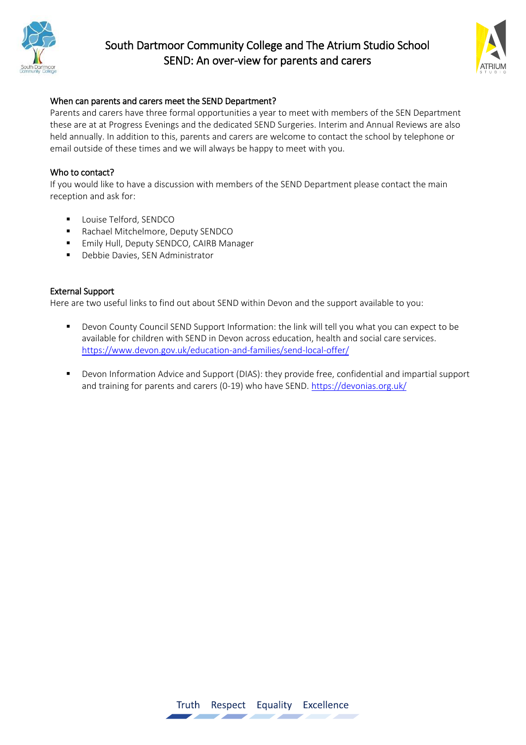## When can parents and carers meet the SEND Department?

Parents and carers have three formal opportunities a year to meet with members of the SEN Department these are at at Progress Evenings and the dedicated SEND Surgeries. Interim and Annual Reviews are also held annually. In addition to this, parents and carers are welcome to contact the school by telephone or email outside of these times and we will always be happy to meet with you.

## Who to contact?

If you would like to have a discussion with members of the SEND Department please contact the main reception and ask for:

- Louise Telford, SENDCO
- Rachael Mitchelmore, Deputy SENDCO
- Emily Hull, Deputy SENDCO, CAIRB Manager
- Debbie Davies, SEN Administrator

## External Support

Here are two useful links to find out about SEND within Devon and the support available to you:

- Devon County Council SEND Support Information: the link will tell you what you can expect to be available for children with SEND in Devon across education, health and social care services. https://www.devon.gov.uk/education-and-families/send-local-offer/

- Devon Information Advice and Support (DIAS): they provide free, confidential and impartial support and training for parents and carers (0-19) who have SEND. https://devonias.org.uk/

Truth Respect Equality Excellence